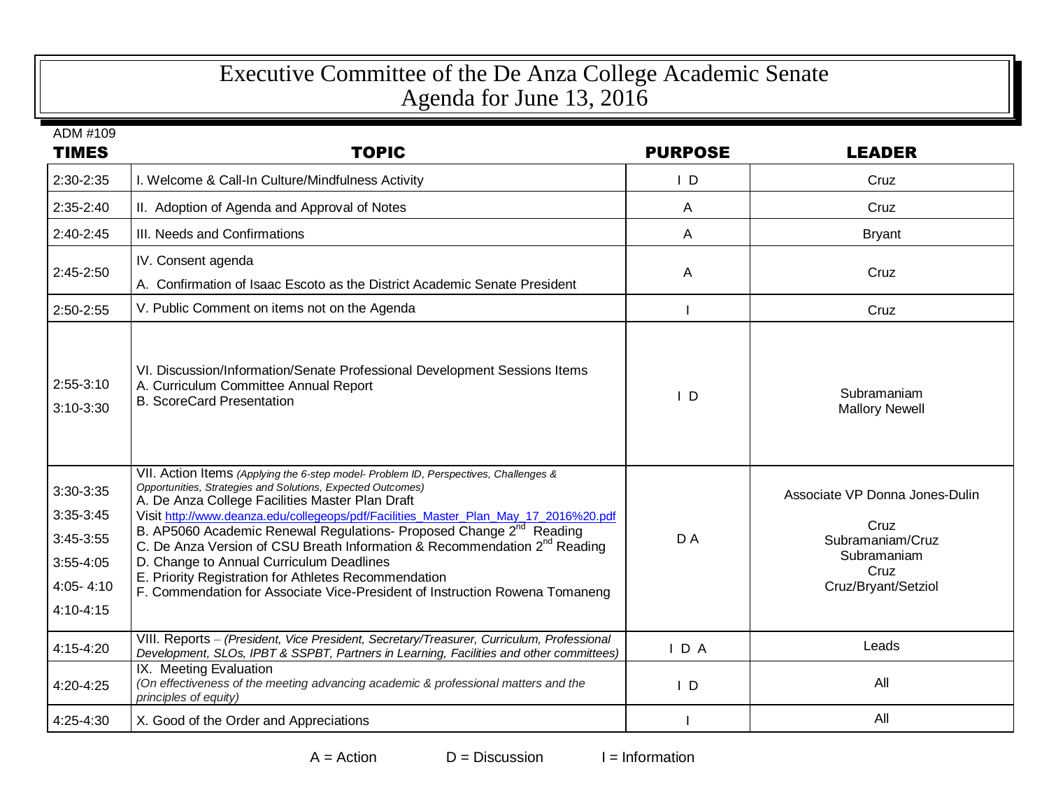# Executive Committee of the De Anza College Academic Senate
## Agenda for June 13, 2016

ADM #109

| TIMES | TOPIC | PURPOSE | LEADER |
|---|---|---|---|
| 2:30-2:35 | I. Welcome & Call-In Culture/Mindfulness Activity | I D | Cruz |
| 2:35-2:40 | II. Adoption of Agenda and Approval of Notes | A | Cruz |
| 2:40-2:45 | III. Needs and Confirmations | A | Bryant |
| 2:45-2:50 | IV. Consent agenda<br>A. Confirmation of Isaac Escoto as the District Academic Senate President | A | Cruz |
| 2:50-2:55 | V. Public Comment on items not on the Agenda | I | Cruz |
| 2:55-3:10<br>3:10-3:30 | VI. Discussion/Information/Senate Professional Development Sessions Items<br>A. Curriculum Committee Annual Report<br>B. ScoreCard Presentation | I D | Subramaniam<br>Mallory Newell |
| 3:30-3:35<br>3:35-3:45<br>3:45-3:55<br>3:55-4:05<br>4:05- 4:10<br>4:10-4:15 | VII. Action Items *(Applying the 6-step model- Problem ID, Perspectives, Challenges & Opportunities, Strategies and Solutions, Expected Outcomes)*<br>A. De Anza College Facilities Master Plan Draft<br>Visit http://www.deanza.edu/collegeops/pdf/Facilities_Master_Plan_May_17_2016%20.pdf<br>B. AP5060 Academic Renewal Regulations- Proposed Change 2nd Reading<br>C. De Anza Version of CSU Breath Information & Recommendation 2nd Reading<br>D. Change to Annual Curriculum Deadlines<br>E. Priority Registration for Athletes Recommendation<br>F. Commendation for Associate Vice-President of Instruction Rowena Tomaneng | D A | Associate VP Donna Jones-Dulin<br>Cruz<br>Subramaniam/Cruz<br>Subramaniam<br>Cruz<br>Cruz/Bryant/Setziol |
| 4:15-4:20 | VIII. Reports – *(President, Vice President, Secretary/Treasurer, Curriculum, Professional Development, SLOs, IPBT & SSPBT, Partners in Learning, Facilities and other committees)* | I D A | Leads |
| 4:20-4:25 | IX. Meeting Evaluation<br>*(On effectiveness of the meeting advancing academic & professional matters and the principles of equity)* | I D | All |
| 4:25-4:30 | X. Good of the Order and Appreciations | I | All |

A = Action D = Discussion I = Information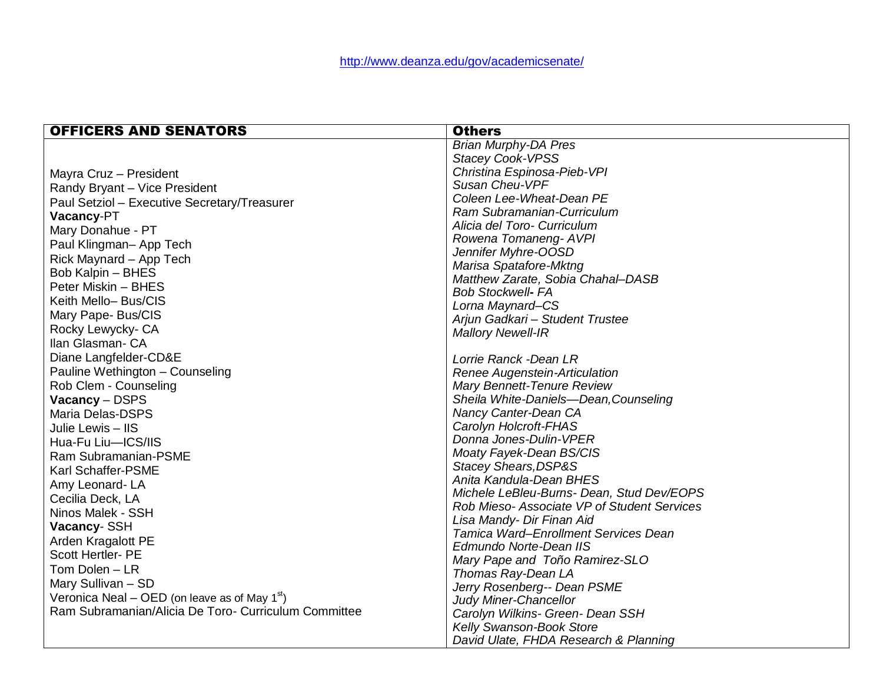http://www.deanza.edu/gov/academicsenate/

| OFFICERS AND SENATORS | Others |
| --- | --- |
| Mayra Cruz – President<br>Randy Bryant – Vice President<br>Paul Setziol – Executive Secretary/Treasurer<br>**Vacancy**-PT<br>Mary Donahue - PT<br>Paul Klingman– App Tech<br>Rick Maynard – App Tech<br>Bob Kalpin – BHES<br>Peter Miskin – BHES<br>Keith Mello– Bus/CIS<br>Mary Pape- Bus/CIS<br>Rocky Lewycky- CA<br>Ilan Glasman- CA<br>Diane Langfelder-CD&E<br>Pauline Wethington – Counseling<br>Rob Clem - Counseling<br>**Vacancy** – DSPS<br>Maria Delas-DSPS<br>Julie Lewis – IIS<br>Hua-Fu Liu—ICS/IIS<br>Ram Subramanian-PSME<br>Karl Schaffer-PSME<br>Amy Leonard- LA<br>Cecilia Deck, LA<br>Ninos Malek - SSH<br>**Vacancy**- SSH<br>Arden Kragalott PE<br>Scott Hertler- PE<br>Tom Dolen – LR<br>Mary Sullivan – SD<br>Veronica Neal – OED (on leave as of May 1st)<br>Ram Subramanian/Alicia De Toro- Curriculum Committee | *Brian Murphy-DA Pres*<br>*Stacey Cook-VPSS*<br>*Christina Espinosa-Pieb-VPI*<br>*Susan Cheu-VPF*<br>*Coleen Lee-Wheat-Dean PE*<br>*Ram Subramanian-Curriculum*<br>*Alicia del Toro- Curriculum*<br>*Rowena Tomaneng- AVPI*<br>*Jennifer Myhre-OOSD*<br>*Marisa Spatafore-Mktng*<br>*Matthew Zarate, Sobia Chahal–DASB*<br>*Bob Stockwell- FA*<br>*Lorna Maynard–CS*<br>*Arjun Gadkari – Student Trustee*<br>*Mallory Newell-IR*<br><br>*Lorrie Ranck -Dean LR*<br>*Renee Augenstein-Articulation*<br>*Mary Bennett-Tenure Review*<br>*Sheila White-Daniels—Dean,Counseling*<br>*Nancy Canter-Dean CA*<br>*Carolyn Holcroft-FHAS*<br>*Donna Jones-Dulin-VPER*<br>*Moaty Fayek-Dean BS/CIS*<br>*Stacey Shears,DSP&S*<br>*Anita Kandula-Dean BHES*<br>*Michele LeBleu-Burns- Dean, Stud Dev/EOPS*<br>*Rob Mieso- Associate VP of Student Services*<br>*Lisa Mandy- Dir Finan Aid*<br>*Tamica Ward–Enrollment Services Dean*<br>*Edmundo Norte-Dean IIS*<br>*Mary Pape and Toño Ramirez-SLO*<br>*Thomas Ray-Dean LA*<br>*Jerry Rosenberg-- Dean PSME*<br>*Judy Miner-Chancellor*<br>*Carolyn Wilkins- Green- Dean SSH*<br>*Kelly Swanson-Book Store*<br>*David Ulate, FHDA Research & Planning* |